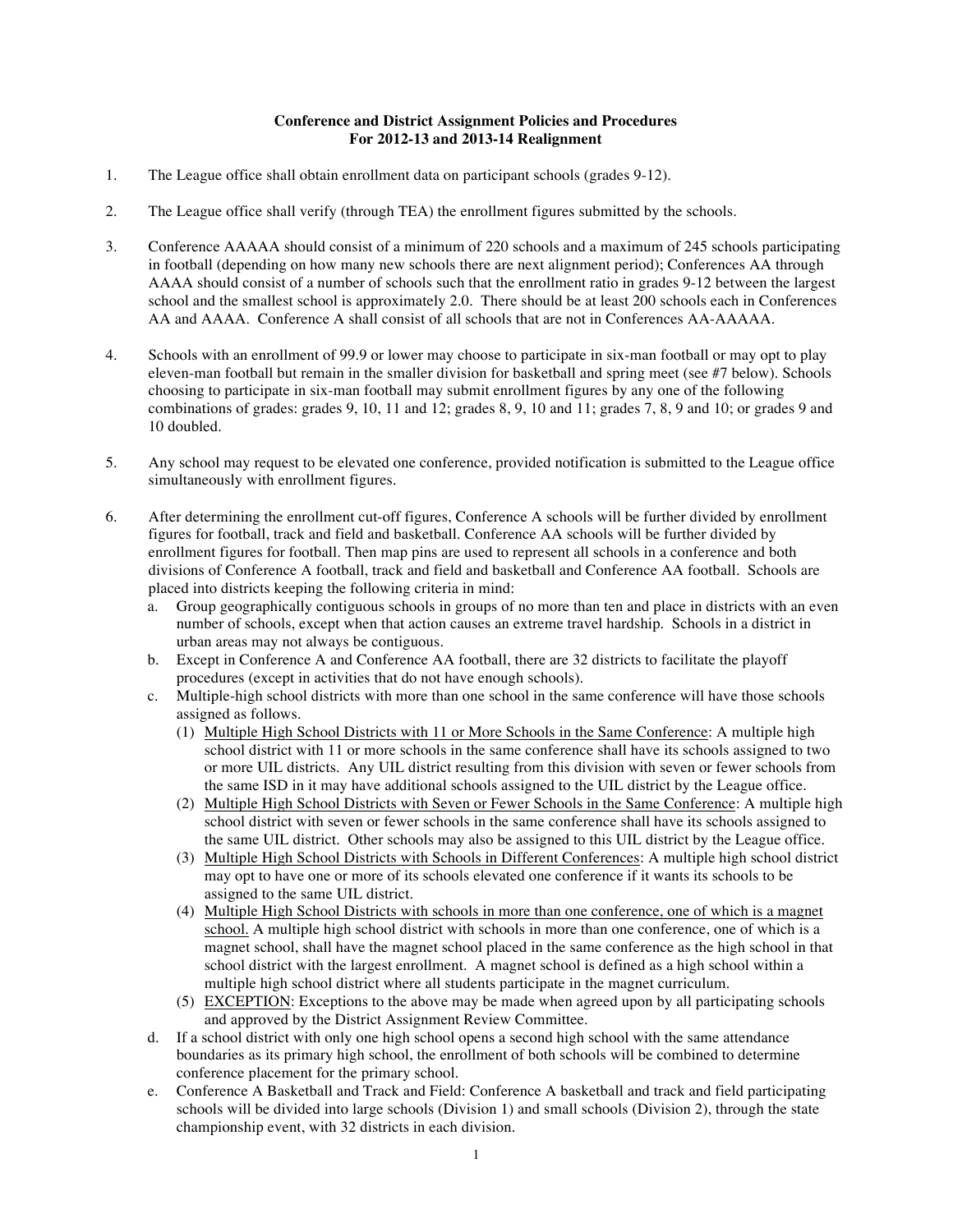**Conference and District Assignment Policies and Procedures**
**For 2012-13 and 2013-14 Realignment**

1. The League office shall obtain enrollment data on participant schools (grades 9-12).

2. The League office shall verify (through TEA) the enrollment figures submitted by the schools.

3. Conference AAAAA should consist of a minimum of 220 schools and a maximum of 245 schools participating in football (depending on how many new schools there are next alignment period); Conferences AA through AAAA should consist of a number of schools such that the enrollment ratio in grades 9-12 between the largest school and the smallest school is approximately 2.0. There should be at least 200 schools each in Conferences AA and AAAA. Conference A shall consist of all schools that are not in Conferences AA-AAAAA.

4. Schools with an enrollment of 99.9 or lower may choose to participate in six-man football or may opt to play eleven-man football but remain in the smaller division for basketball and spring meet (see #7 below). Schools choosing to participate in six-man football may submit enrollment figures by any one of the following combinations of grades: grades 9, 10, 11 and 12; grades 8, 9, 10 and 11; grades 7, 8, 9 and 10; or grades 9 and 10 doubled.

5. Any school may request to be elevated one conference, provided notification is submitted to the League office simultaneously with enrollment figures.

6. After determining the enrollment cut-off figures, Conference A schools will be further divided by enrollment figures for football, track and field and basketball. Conference AA schools will be further divided by enrollment figures for football. Then map pins are used to represent all schools in a conference and both divisions of Conference A football, track and field and basketball and Conference AA football. Schools are placed into districts keeping the following criteria in mind:
   a. Group geographically contiguous schools in groups of no more than ten and place in districts with an even number of schools, except when that action causes an extreme travel hardship. Schools in a district in urban areas may not always be contiguous.
   b. Except in Conference A and Conference AA football, there are 32 districts to facilitate the playoff procedures (except in activities that do not have enough schools).
   c. Multiple-high school districts with more than one school in the same conference will have those schools assigned as follows.
      (1) Multiple High School Districts with 11 or More Schools in the Same Conference: A multiple high school district with 11 or more schools in the same conference shall have its schools assigned to two or more UIL districts. Any UIL district resulting from this division with seven or fewer schools from the same ISD in it may have additional schools assigned to the UIL district by the League office.
      (2) Multiple High School Districts with Seven or Fewer Schools in the Same Conference: A multiple high school district with seven or fewer schools in the same conference shall have its schools assigned to the same UIL district. Other schools may also be assigned to this UIL district by the League office.
      (3) Multiple High School Districts with Schools in Different Conferences: A multiple high school district may opt to have one or more of its schools elevated one conference if it wants its schools to be assigned to the same UIL district.
      (4) Multiple High School Districts with schools in more than one conference, one of which is a magnet school. A multiple high school district with schools in more than one conference, one of which is a magnet school, shall have the magnet school placed in the same conference as the high school in that school district with the largest enrollment. A magnet school is defined as a high school within a multiple high school district where all students participate in the magnet curriculum.
      (5) EXCEPTION: Exceptions to the above may be made when agreed upon by all participating schools and approved by the District Assignment Review Committee.
   d. If a school district with only one high school opens a second high school with the same attendance boundaries as its primary high school, the enrollment of both schools will be combined to determine conference placement for the primary school.
   e. Conference A Basketball and Track and Field: Conference A basketball and track and field participating schools will be divided into large schools (Division 1) and small schools (Division 2), through the state championship event, with 32 districts in each division.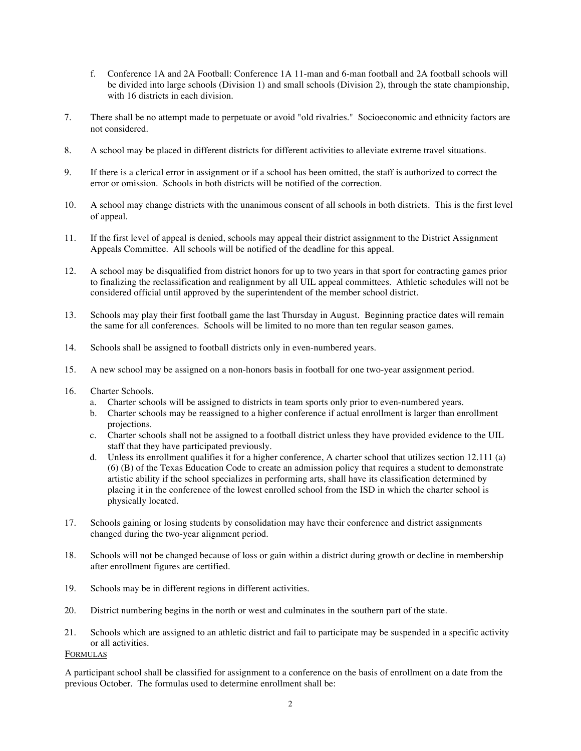f. Conference 1A and 2A Football: Conference 1A 11-man and 6-man football and 2A football schools will be divided into large schools (Division 1) and small schools (Division 2), through the state championship, with 16 districts in each division.

7. There shall be no attempt made to perpetuate or avoid "old rivalries." Socioeconomic and ethnicity factors are not considered.

8. A school may be placed in different districts for different activities to alleviate extreme travel situations.

9. If there is a clerical error in assignment or if a school has been omitted, the staff is authorized to correct the error or omission. Schools in both districts will be notified of the correction.

10. A school may change districts with the unanimous consent of all schools in both districts. This is the first level of appeal.

11. If the first level of appeal is denied, schools may appeal their district assignment to the District Assignment Appeals Committee. All schools will be notified of the deadline for this appeal.

12. A school may be disqualified from district honors for up to two years in that sport for contracting games prior to finalizing the reclassification and realignment by all UIL appeal committees. Athletic schedules will not be considered official until approved by the superintendent of the member school district.

13. Schools may play their first football game the last Thursday in August. Beginning practice dates will remain the same for all conferences. Schools will be limited to no more than ten regular season games.

14. Schools shall be assigned to football districts only in even-numbered years.

15. A new school may be assigned on a non-honors basis in football for one two-year assignment period.

16. Charter Schools.
    a. Charter schools will be assigned to districts in team sports only prior to even-numbered years.
    b. Charter schools may be reassigned to a higher conference if actual enrollment is larger than enrollment projections.
    c. Charter schools shall not be assigned to a football district unless they have provided evidence to the UIL staff that they have participated previously.
    d. Unless its enrollment qualifies it for a higher conference, A charter school that utilizes section 12.111 (a) (6) (B) of the Texas Education Code to create an admission policy that requires a student to demonstrate artistic ability if the school specializes in performing arts, shall have its classification determined by placing it in the conference of the lowest enrolled school from the ISD in which the charter school is physically located.

17. Schools gaining or losing students by consolidation may have their conference and district assignments changed during the two-year alignment period.

18. Schools will not be changed because of loss or gain within a district during growth or decline in membership after enrollment figures are certified.

19. Schools may be in different regions in different activities.

20. District numbering begins in the north or west and culminates in the southern part of the state.

21. Schools which are assigned to an athletic district and fail to participate may be suspended in a specific activity or all activities.

FORMULAS

A participant school shall be classified for assignment to a conference on the basis of enrollment on a date from the previous October. The formulas used to determine enrollment shall be: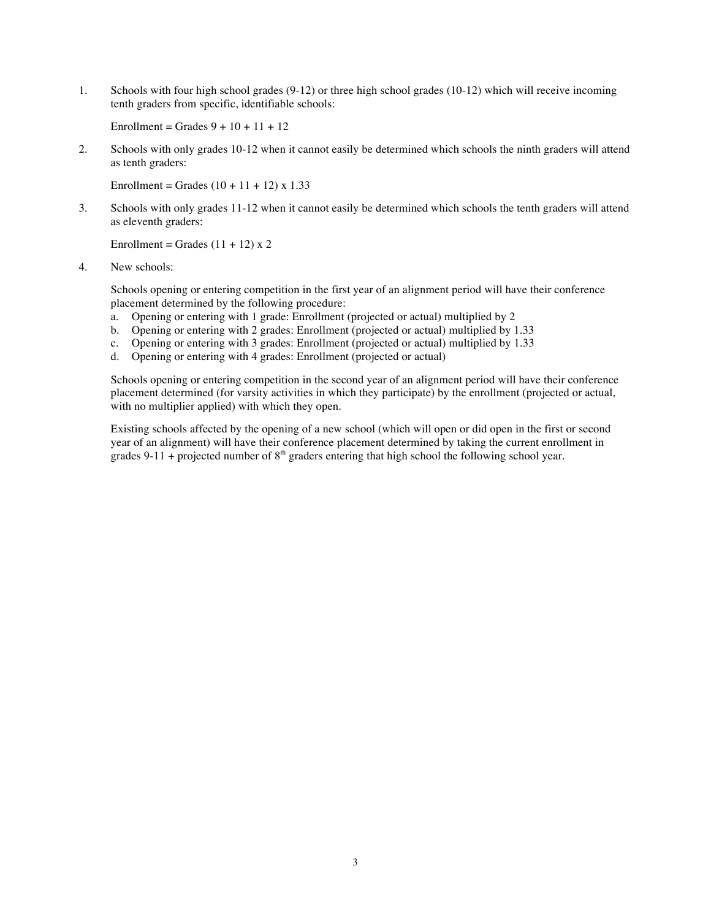1. Schools with four high school grades (9-12) or three high school grades (10-12) which will receive incoming tenth graders from specific, identifiable schools:

   Enrollment = Grades 9 + 10 + 11 + 12

2. Schools with only grades 10-12 when it cannot easily be determined which schools the ninth graders will attend as tenth graders:

   Enrollment = Grades (10 + 11 + 12) x 1.33

3. Schools with only grades 11-12 when it cannot easily be determined which schools the tenth graders will attend as eleventh graders:

   Enrollment = Grades (11 + 12) x 2

4. New schools:

   Schools opening or entering competition in the first year of an alignment period will have their conference placement determined by the following procedure:

   a. Opening or entering with 1 grade: Enrollment (projected or actual) multiplied by 2
   b. Opening or entering with 2 grades: Enrollment (projected or actual) multiplied by 1.33
   c. Opening or entering with 3 grades: Enrollment (projected or actual) multiplied by 1.33
   d. Opening or entering with 4 grades: Enrollment (projected or actual)

   Schools opening or entering competition in the second year of an alignment period will have their conference placement determined (for varsity activities in which they participate) by the enrollment (projected or actual, with no multiplier applied) with which they open.

   Existing schools affected by the opening of a new school (which will open or did open in the first or second year of an alignment) will have their conference placement determined by taking the current enrollment in grades 9-11 + projected number of 8th graders entering that high school the following school year.